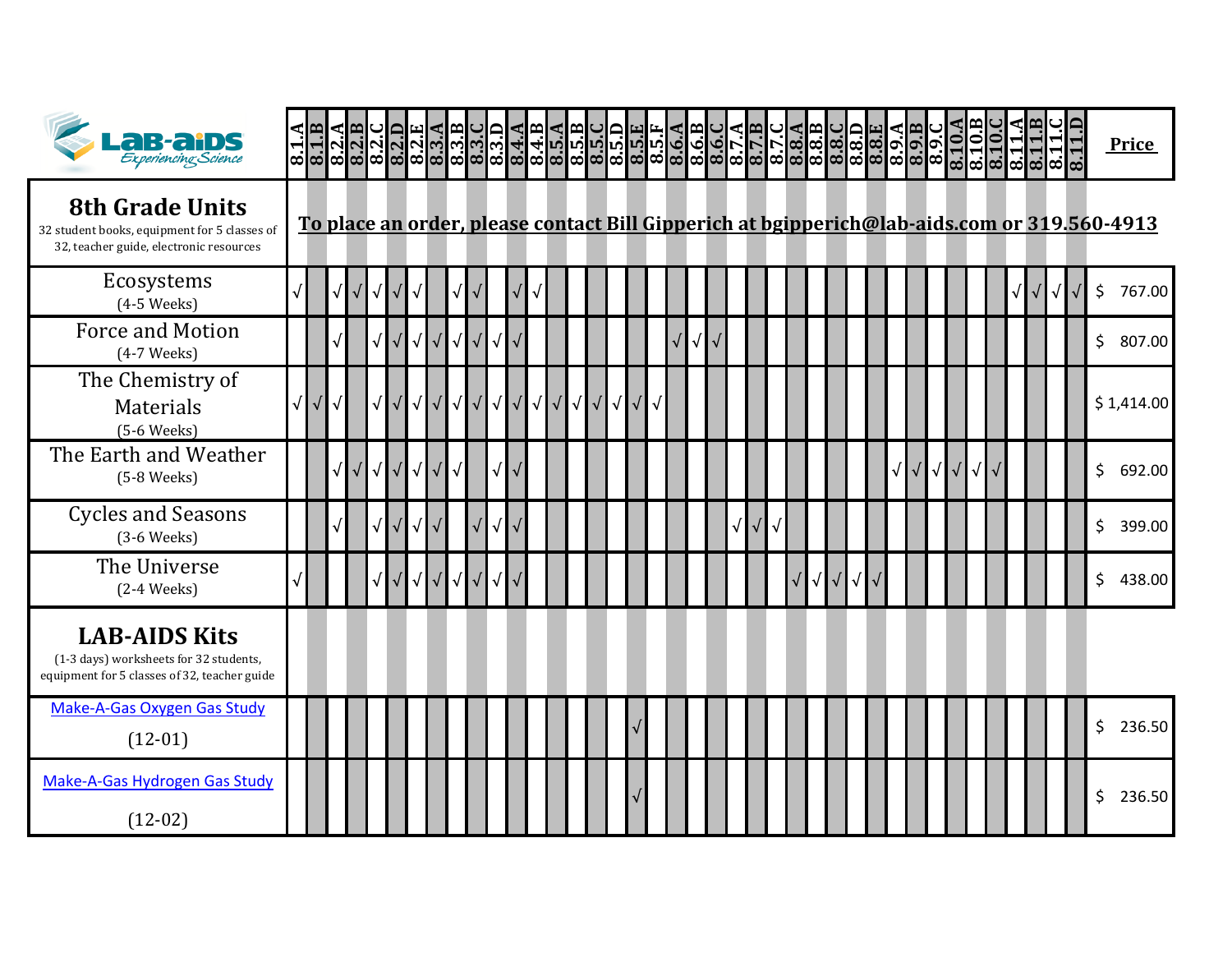| LAB-AIDS Experiencing Science | 8.1.A | 8.1.B | 8.2.A | 8.2.B | 8.2.C | 8.2.D | 8.2.E | 8.3.A | 8.3.B | 8.3.C | 8.3.D | 8.4.A | 8.4.B | 8.5.A | 8.5.B | 8.5.C | 8.5.D | 8.5.E | 8.5.F | 8.6.A | 8.6.B | 8.6.C | 8.7.A | 8.7.B | 8.7.C | 8.8.A | 8.8.B | 8.8.C | 8.8.D | 8.8.E | 8.9.A | 8.9.B | 8.9.C | 8.10.A | 8.10.B | 8.10.C | 8.11.A | 8.11.B | 8.11.C | 8.11.D | Price |
|---|---|---|---|---|---|---|---|---|---|---|---|---|---|---|---|---|---|---|---|---|---|---|---|---|---|---|---|---|---|---|---|---|---|---|---|---|---|---|---|---|---|
| **8th Grade Units** 32 student books, equipment for 5 classes of 32, teacher guide, electronic resources | **To place an order, please contact Bill Gipperich at bgipperich@lab-aids.com or 319.560-4913** | | | | | | | | | | | | | | | | | | | | | | | | | | | | | | | | | | | | | | | | |
| Ecosystems (4-5 Weeks) | √ | | √ | √ | √ | √ | √ | | √ | √ | | √ | √ | | | | | | | | | | | | | | | | | | | | | | | | √ | √ | √ | √ | $ 767.00 |
| Force and Motion (4-7 Weeks) | | | √ | | √ | √ | √ | √ | √ | √ | √ | √ | | | | | | | | √ | √ | √ | | | | | | | | | | | | | | | | | | | $ 807.00 |
| The Chemistry of Materials (5-6 Weeks) | √ | √ | √ | | √ | √ | √ | √ | √ | √ | √ | √ | √ | √ | √ | √ | √ | √ | √ | | | | | | | | | | | | | | | | | | | | | | $ 1,414.00 |
| The Earth and Weather (5-8 Weeks) | | | √ | √ | √ | √ | √ | √ | √ | | √ | √ | | | | | | | | | | | | | | | | | | | √ | √ | √ | √ | √ | √ | | | | | $ 692.00 |
| Cycles and Seasons (3-6 Weeks) | | | √ | | √ | √ | √ | √ | | √ | √ | √ | | | | | | | | | | | √ | √ | √ | | | | | | | | | | | | | | | | $ 399.00 |
| The Universe (2-4 Weeks) | √ | | | | √ | √ | √ | √ | √ | √ | √ | √ | | | | | | | | | | | | | | √ | √ | √ | √ | √ | | | | | | | | | | | $ 438.00 |
| **LAB-AIDS Kits** (1-3 days) worksheets for 32 students, equipment for 5 classes of 32, teacher guide | | | | | | | | | | | | | | | | | | | | | | | | | | | | | | | | | | | | | | | | | |
| Make-A-Gas Oxygen Gas Study (12-01) | | | | | | | | | | | | | | | | | | √ | | | | | | | | | | | | | | | | | | | | | | | $ 236.50 |
| Make-A-Gas Hydrogen Gas Study (12-02) | | | | | | | | | | | | | | | | | | √ | | | | | | | | | | | | | | | | | | | | | | | $ 236.50 |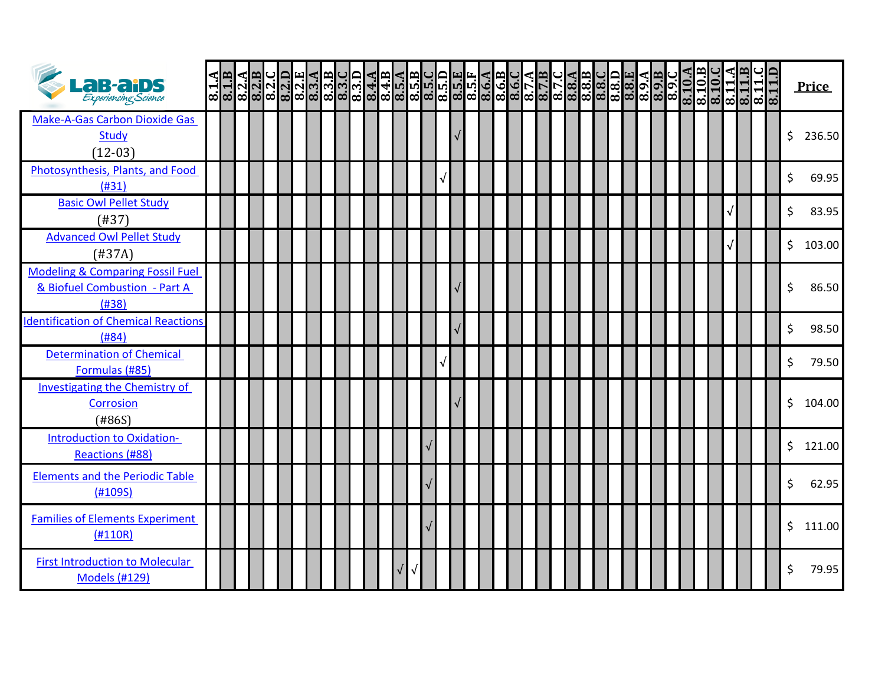| LAB-AIDS Experiencing Science | 8.1.A | 8.1.B | 8.2.A | 8.2.B | 8.2.C | 8.2.D | 8.2.E | 8.3.A | 8.3.B | 8.3.C | 8.3.D | 8.4.A | 8.4.B | 8.5.A | 8.5.B | 8.5.C | 8.5.D | 8.5.E | 8.5.F | 8.6.A | 8.6.B | 8.6.C | 8.7.A | 8.7.B | 8.7.C | 8.8.A | 8.8.B | 8.8.C | 8.8.D | 8.8.E | 8.9.A | 8.9.B | 8.9.C | 8.10.A | 8.10.B | 8.10.C | 8.11.A | 8.11.B | 8.11.C | 8.11.D | Price |
|---|---|---|---|---|---|---|---|---|---|---|---|---|---|---|---|---|---|---|---|---|---|---|---|---|---|---|---|---|---|---|---|---|---|---|---|---|---|---|---|---|---|
| Make-A-Gas Carbon Dioxide Gas Study (12-03) | | | | | | | | | | | | | | | | | | √ | | | | | | | | | | | | | | | | | | | | | | | $ 236.50 |
| Photosynthesis, Plants, and Food (#31) | | | | | | | | | | | | | | | | | √ | | | | | | | | | | | | | | | | | | | | | | | | $ 69.95 |
| Basic Owl Pellet Study (#37) | | | | | | | | | | | | | | | | | | | | | | | | | | | | | | | | | | | | | √ | | | | $ 83.95 |
| Advanced Owl Pellet Study (#37A) | | | | | | | | | | | | | | | | | | | | | | | | | | | | | | | | | | | | | √ | | | | $ 103.00 |
| Modeling & Comparing Fossil Fuel & Biofuel Combustion - Part A (#38) | | | | | | | | | | | | | | | | | | √ | | | | | | | | | | | | | | | | | | | | | | | $ 86.50 |
| Identification of Chemical Reactions (#84) | | | | | | | | | | | | | | | | | | √ | | | | | | | | | | | | | | | | | | | | | | | $ 98.50 |
| Determination of Chemical Formulas (#85) | | | | | | | | | | | | | | | | | √ | | | | | | | | | | | | | | | | | | | | | | | | $ 79.50 |
| Investigating the Chemistry of Corrosion (#86S) | | | | | | | | | | | | | | | | | | √ | | | | | | | | | | | | | | | | | | | | | | | $ 104.00 |
| Introduction to Oxidation-Reactions (#88) | | | | | | | | | | | | | | | | √ | | | | | | | | | | | | | | | | | | | | | | | | | $ 121.00 |
| Elements and the Periodic Table (#109S) | | | | | | | | | | | | | | | | √ | | | | | | | | | | | | | | | | | | | | | | | | | $ 62.95 |
| Families of Elements Experiment (#110R) | | | | | | | | | | | | | | | | √ | | | | | | | | | | | | | | | | | | | | | | | | | $ 111.00 |
| First Introduction to Molecular Models (#129) | | | | | | | | | | | | | | √ | √ | | | | | | | | | | | | | | | | | | | | | | | | | | $ 79.95 |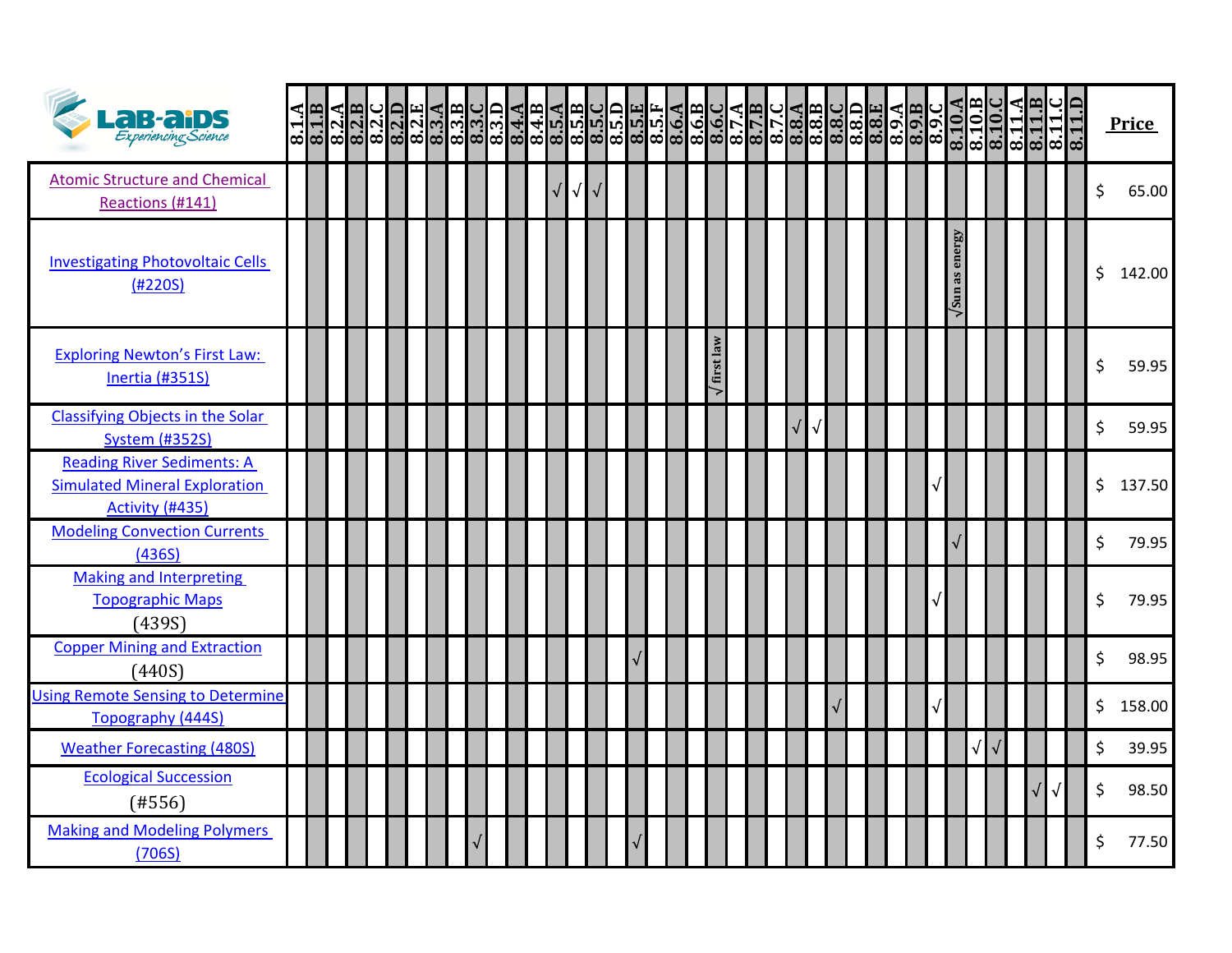| LAB-AIDS Experiencing Science | 8.1.A | 8.1.B | 8.2.A | 8.2.B | 8.2.C | 8.2.D | 8.2.E | 8.3.A | 8.3.B | 8.3.C | 8.3.D | 8.4.A | 8.4.B | 8.5.A | 8.5.B | 8.5.C | 8.5.D | 8.5.E | 8.5.F | 8.6.A | 8.6.B | 8.6.C | 8.7.A | 8.7.B | 8.7.C | 8.8.A | 8.8.B | 8.8.C | 8.8.D | 8.8.E | 8.9.A | 8.9.B | 8.9.C | 8.10.A | 8.10.B | 8.10.C | 8.11.A | 8.11.B | 8.11.C | 8.11.D | Price |
|---|---|---|---|---|---|---|---|---|---|---|---|---|---|---|---|---|---|---|---|---|---|---|---|---|---|---|---|---|---|---|---|---|---|---|---|---|---|---|---|---|---|
| Atomic Structure and Chemical Reactions (#141) | | | | | | | | | | | | | | √ | √ | √ | | | | | | | | | | | | | | | | | | | | | | | | | $ 65.00 |
| Investigating Photovoltaic Cells (#220S) | | | | | | | | | | | | | | | | | | | | | | | | | | | | | | | | | | √Sun as energy | | | | | | | $ 142.00 |
| Exploring Newton's First Law: Inertia (#351S) | | | | | | | | | | | | | | | | | | | | | | √first law | | | | | | | | | | | | | | | | | | | $ 59.95 |
| Classifying Objects in the Solar System (#352S) | | | | | | | | | | | | | | | | | | | | | | | | | | √ | √ | | | | | | | | | | | | | | $ 59.95 |
| Reading River Sediments: A Simulated Mineral Exploration Activity (#435) | | | | | | | | | | | | | | | | | | | | | | | | | | | | | | | | | √ | | | | | | | | $ 137.50 |
| Modeling Convection Currents (436S) | | | | | | | | | | | | | | | | | | | | | | | | | | | | | | | | | | √ | | | | | | | $ 79.95 |
| Making and Interpreting Topographic Maps (439S) | | | | | | | | | | | | | | | | | | | | | | | | | | | | | | | | | √ | | | | | | | | $ 79.95 |
| Copper Mining and Extraction (440S) | | | | | | | | | | | | | | | | | | √ | | | | | | | | | | | | | | | | | | | | | | | $ 98.95 |
| Using Remote Sensing to Determine Topography (444S) | | | | | | | | | | | | | | | | | | | | | | | | | | | | √ | | | | | √ | | | | | | | | $ 158.00 |
| Weather Forecasting (480S) | | | | | | | | | | | | | | | | | | | | | | | | | | | | | | | | | | | √ | √ | | | | | $ 39.95 |
| Ecological Succession (#556) | | | | | | | | | | | | | | | | | | | | | | | | | | | | | | | | | | | | | | √ | √ | | $ 98.50 |
| Making and Modeling Polymers (706S) | | | | | | | | | | √ | | | | | | | | √ | | | | | | | | | | | | | | | | | | | | | | | $ 77.50 |